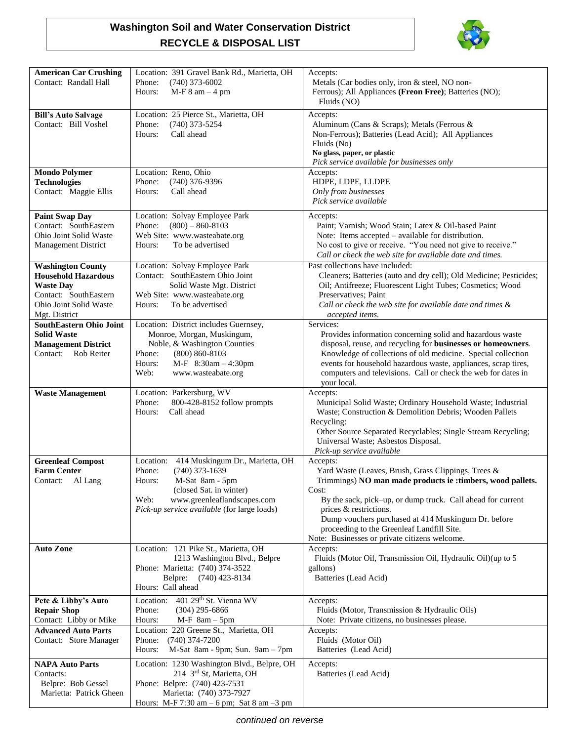# Washington Soil and Water Conservation District
## RECYCLE & DISPOSAL LIST

| | | |
|---|---|---|
| **American Car Crushing**<br>Contact: Randall Hall | Location: 391 Gravel Bank Rd., Marietta, OH<br>Phone: (740) 373-6002<br>Hours: M-F 8 am – 4 pm | Accepts:<br>Metals (Car bodies only, iron & steel, NO non-Ferrous); All Appliances **(Freon Free)**; Batteries (NO); Fluids (NO) |
| **Bill's Auto Salvage**<br>Contact: Bill Voshel | Location: 25 Pierce St., Marietta, OH<br>Phone: (740) 373-5254<br>Hours: Call ahead | Accepts:<br>Aluminum (Cans & Scraps); Metals (Ferrous & Non-Ferrous); Batteries (Lead Acid); All Appliances<br>Fluids (No)<br>**No glass, paper, or plastic**<br>*Pick service available for businesses only* |
| **Mondo Polymer Technologies**<br>Contact: Maggie Ellis | Location: Reno, Ohio<br>Phone: (740) 376-9396<br>Hours: Call ahead | Accepts:<br>HDPE, LDPE, LLDPE<br>*Only from businesses*<br>*Pick service available* |
| **Paint Swap Day**<br>Contact: SouthEastern Ohio Joint Solid Waste Management District | Location: Solvay Employee Park<br>Phone: (800) – 860-8103<br>Web Site: www.wasteabate.org<br>Hours: To be advertised | Accepts:<br>Paint; Varnish; Wood Stain; Latex & Oil-based Paint<br>Note: Items accepted – available for distribution.<br>No cost to give or receive. "You need not give to receive."<br>*Call or check the web site for available date and times.* |
| **Washington County Household Hazardous Waste Day**<br>Contact: SouthEastern Ohio Joint Solid Waste Mgt. District | Location: Solvay Employee Park<br>Contact: SouthEastern Ohio Joint Solid Waste Mgt. District<br>Web Site: www.wasteabate.org<br>Hours: To be advertised | Past collections have included:<br>Cleaners; Batteries (auto and dry cell); Old Medicine; Pesticides; Oil; Antifreeze; Fluorescent Light Tubes; Cosmetics; Wood Preservatives; Paint<br>*Call or check the web site for available date and times & accepted items.* |
| **SouthEastern Ohio Joint Solid Waste Management District**<br>Contact: Rob Reiter | Location: District includes Guernsey, Monroe, Morgan, Muskingum, Noble, & Washington Counties<br>Phone: (800) 860-8103<br>Hours: M-F 8:30am – 4:30pm<br>Web: www.wasteabate.org | Services:<br>Provides information concerning solid and hazardous waste disposal, reuse, and recycling for **businesses or homeowners**. Knowledge of collections of old medicine. Special collection events for household hazardous waste, appliances, scrap tires, computers and televisions. Call or check the web for dates in your local. |
| **Waste Management** | Location: Parkersburg, WV<br>Phone: 800-428-8152 follow prompts<br>Hours: Call ahead | Accepts:<br>Municipal Solid Waste; Ordinary Household Waste; Industrial Waste; Construction & Demolition Debris; Wooden Pallets<br>Recycling:<br>Other Source Separated Recyclables; Single Stream Recycling; Universal Waste; Asbestos Disposal.<br>*Pick-up service available* |
| **Greenleaf Compost Farm Center**<br>Contact: Al Lang | Location: 414 Muskingum Dr., Marietta, OH<br>Phone: (740) 373-1639<br>Hours: M-Sat 8am - 5pm (closed Sat. in winter)<br>Web: www.greenleaflandscapes.com<br>*Pick-up service available* (for large loads) | Accepts:<br>Yard Waste (Leaves, Brush, Grass Clippings, Trees & Trimmings) **NO man made products ie :timbers, wood pallets.**<br>Cost:<br>By the sack, pick–up, or dump truck. Call ahead for current prices & restrictions.<br>Dump vouchers purchased at 414 Muskingum Dr. before proceeding to the Greenleaf Landfill Site.<br>Note: Businesses or private citizens welcome. |
| **Auto Zone** | Location: 121 Pike St., Marietta, OH<br>1213 Washington Blvd., Belpre<br>Phone: Marietta: (740) 374-3522<br>Belpre: (740) 423-8134<br>Hours: Call ahead | Accepts:<br>Fluids (Motor Oil, Transmission Oil, Hydraulic Oil)(up to 5 gallons)<br>Batteries (Lead Acid) |
| **Pete & Libby's Auto Repair Shop**<br>Contact: Libby or Mike | Location: 401 29th St. Vienna WV<br>Phone: (304) 295-6866<br>Hours: M-F 8am – 5pm | Accepts:<br>Fluids (Motor, Transmission & Hydraulic Oils)<br>Note: Private citizens, no businesses please. |
| **Advanced Auto Parts**<br>Contact: Store Manager | Location: 220 Greene St., Marietta, OH<br>Phone: (740) 374-7200<br>Hours: M-Sat 8am - 9pm; Sun. 9am – 7pm | Accepts:<br>Fluids (Motor Oil)<br>Batteries (Lead Acid) |
| **NAPA Auto Parts**<br>Contacts:<br>Belpre: Bob Gessel<br>Marietta: Patrick Gheen | Location: 1230 Washington Blvd., Belpre, OH<br>214 3rd St, Marietta, OH<br>Phone: Belpre: (740) 423-7531<br>Marietta: (740) 373-7927<br>Hours: M-F 7:30 am – 6 pm; Sat 8 am –3 pm | Accepts:<br>Batteries (Lead Acid) |

*continued on reverse*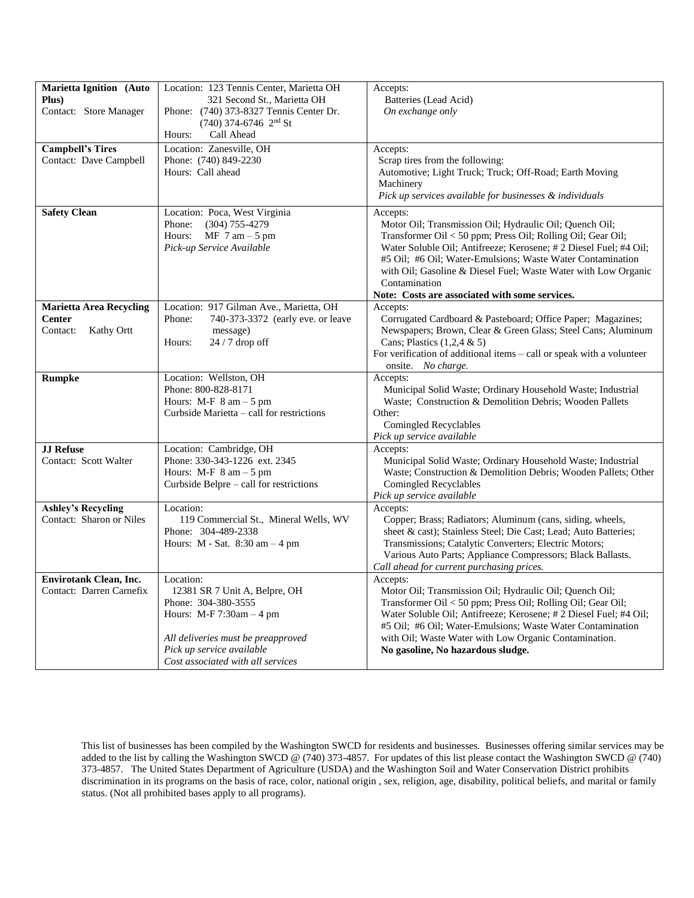| | | |
|---|---|---|
| **Marietta Ignition (Auto Plus)**<br>Contact: Store Manager | Location: 123 Tennis Center, Marietta OH<br>321 Second St., Marietta OH<br>Phone: (740) 373-8327 Tennis Center Dr.<br>(740) 374-6746 2nd St<br>Hours: Call Ahead | Accepts:<br>Batteries (Lead Acid)<br>*On exchange only* |
| **Campbell's Tires**<br>Contact: Dave Campbell | Location: Zanesville, OH<br>Phone: (740) 849-2230<br>Hours: Call ahead | Accepts:<br>Scrap tires from the following:<br>Automotive; Light Truck; Truck; Off-Road; Earth Moving Machinery<br>*Pick up services available for businesses & individuals* |
| **Safety Clean** | Location: Poca, West Virginia<br>Phone: (304) 755-4279<br>Hours: MF 7 am – 5 pm<br>*Pick-up Service Available* | Accepts:<br>Motor Oil; Transmission Oil; Hydraulic Oil; Quench Oil; Transformer Oil < 50 ppm; Press Oil; Rolling Oil; Gear Oil; Water Soluble Oil; Antifreeze; Kerosene; # 2 Diesel Fuel; #4 Oil; #5 Oil; #6 Oil; Water-Emulsions; Waste Water Contamination with Oil; Gasoline & Diesel Fuel; Waste Water with Low Organic Contamination<br>**Note: Costs are associated with some services.** |
| **Marietta Area Recycling Center**<br>Contact: Kathy Ortt | Location: 917 Gilman Ave., Marietta, OH<br>Phone: 740-373-3372 (early eve. or leave message)<br>Hours: 24 / 7 drop off | Accepts:<br>Corrugated Cardboard & Pasteboard; Office Paper; Magazines; Newspapers; Brown, Clear & Green Glass; Steel Cans; Aluminum Cans; Plastics (1,2,4 & 5)<br>For verification of additional items – call or speak with a volunteer onsite. *No charge.* |
| **Rumpke** | Location: Wellston, OH<br>Phone: 800-828-8171<br>Hours: M-F 8 am – 5 pm<br>Curbside Marietta – call for restrictions | Accepts:<br>Municipal Solid Waste; Ordinary Household Waste; Industrial Waste; Construction & Demolition Debris; Wooden Pallets<br>Other:<br>Comingled Recyclables<br>*Pick up service available* |
| **JJ Refuse**<br>Contact: Scott Walter | Location: Cambridge, OH<br>Phone: 330-343-1226 ext. 2345<br>Hours: M-F 8 am – 5 pm<br>Curbside Belpre – call for restrictions | Accepts:<br>Municipal Solid Waste; Ordinary Household Waste; Industrial Waste; Construction & Demolition Debris; Wooden Pallets; Other Comingled Recyclables<br>*Pick up service available* |
| **Ashley's Recycling**<br>Contact: Sharon or Niles | Location:<br>119 Commercial St., Mineral Wells, WV<br>Phone: 304-489-2338<br>Hours: M - Sat. 8:30 am – 4 pm | Accepts:<br>Copper; Brass; Radiators; Aluminum (cans, siding, wheels, sheet & cast); Stainless Steel; Die Cast; Lead; Auto Batteries; Transmissions; Catalytic Converters; Electric Motors; Various Auto Parts; Appliance Compressors; Black Ballasts.<br>*Call ahead for current purchasing prices.* |
| **Envirotank Clean, Inc.**<br>Contact: Darren Carnefix | Location:<br>12381 SR 7 Unit A, Belpre, OH<br>Phone: 304-380-3555<br>Hours: M-F 7:30am – 4 pm<br><br>*All deliveries must be preapproved*<br>*Pick up service available*<br>*Cost associated with all services* | Accepts:<br>Motor Oil; Transmission Oil; Hydraulic Oil; Quench Oil; Transformer Oil < 50 ppm; Press Oil; Rolling Oil; Gear Oil; Water Soluble Oil; Antifreeze; Kerosene; # 2 Diesel Fuel; #4 Oil; #5 Oil; #6 Oil; Water-Emulsions; Waste Water Contamination with Oil; Waste Water with Low Organic Contamination.<br>**No gasoline, No hazardous sludge.** |

This list of businesses has been compiled by the Washington SWCD for residents and businesses. Businesses offering similar services may be added to the list by calling the Washington SWCD @ (740) 373-4857. For updates of this list please contact the Washington SWCD @ (740) 373-4857. The United States Department of Agriculture (USDA) and the Washington Soil and Water Conservation District prohibits discrimination in its programs on the basis of race, color, national origin , sex, religion, age, disability, political beliefs, and marital or family status. (Not all prohibited bases apply to all programs).